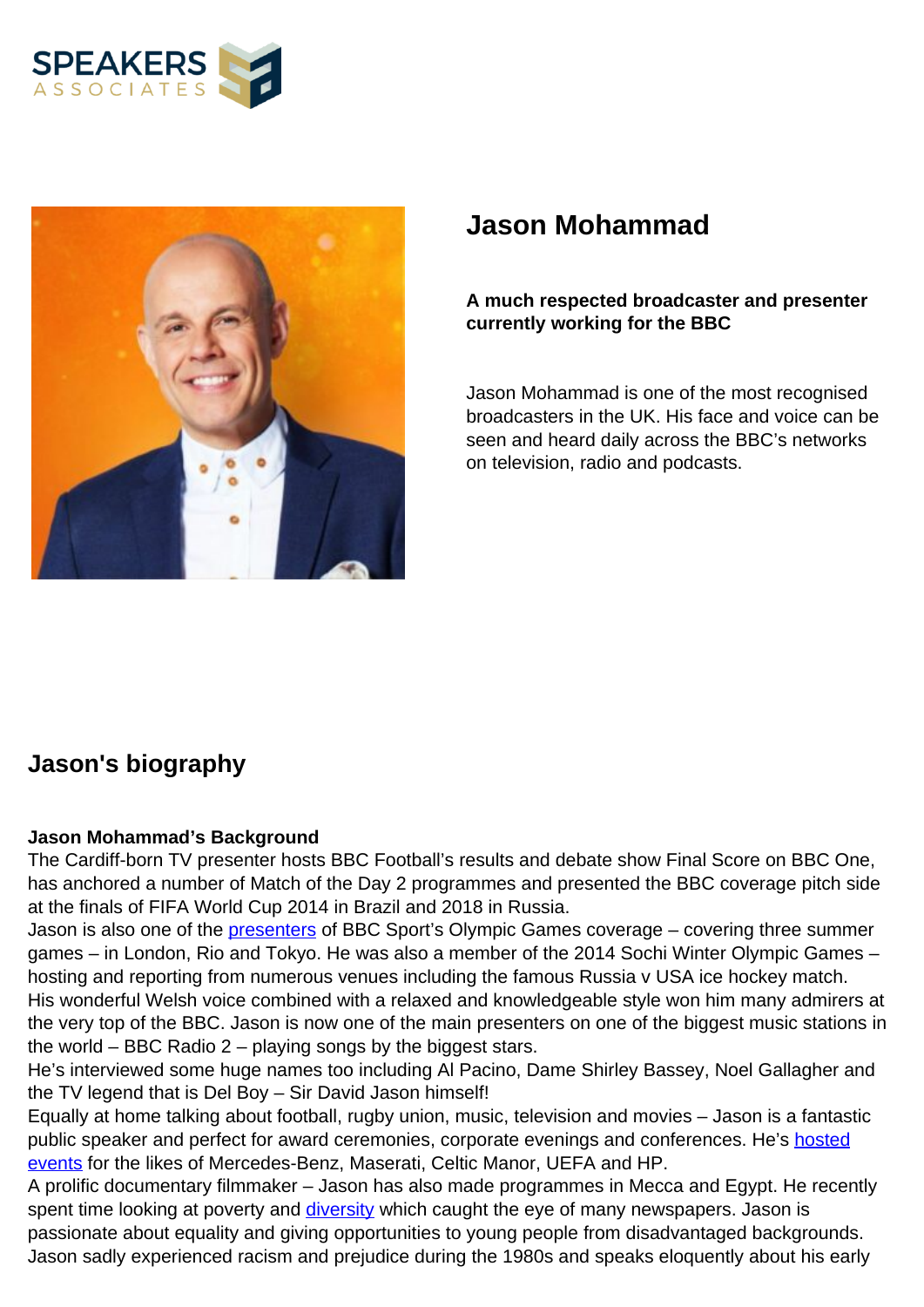# Jason Mohammad

**A much respected broadcaster and presenter currently working for the BBC**

Jason Mohammad is one of the most recognised broadcasters in the UK. His face and voice can be seen and heard daily across the BBC's networks on television, radio and podcasts.

## Jason's biography

**Jason Mohammad's Background**

The Cardiff-born TV presenter hosts BBC Football's results and debate show Final Score on BBC One, has anchored a number of Match of the Day 2 programmes and presented the BBC coverage pitch side at the finals of FIFA World Cup 2014 in Brazil and 2018 in Russia.

Jason is also one of the presenters of BBC Sport's Olympic Games coverage – covering three summer games – in London, Rio and Tokyo. He was also a member of the 2014 Sochi Winter Olympic Games – hosting and reporting from numerous venues including the famous Russia v USA ice hockey match.

His wonderful Welsh voice combined with a relaxed and knowledgeable style won him many admirers at the very top of the BBC. Jason is now one of the main presenters on one of the biggest music stations in the world – BBC Radio 2 – playing songs by the biggest stars.

He's interviewed some huge names too including Al Pacino, Dame Shirley Bassey, Noel Gallagher and the TV legend that is Del Boy – Sir David Jason himself!

Equally at home talking about football, rugby union, music, television and movies – Jason is a fantastic public speaker and perfect for award ceremonies, corporate evenings and conferences. He's hosted events for the likes of Mercedes-Benz, Maserati, Celtic Manor, UEFA and HP.

A prolific documentary filmmaker – Jason has also made programmes in Mecca and Egypt. He recently spent time looking at poverty and diversity which caught the eye of many newspapers. Jason is passionate about equality and giving opportunities to young people from disadvantaged backgrounds. Jason sadly experienced racism and prejudice during the 1980s and speaks eloquently about his early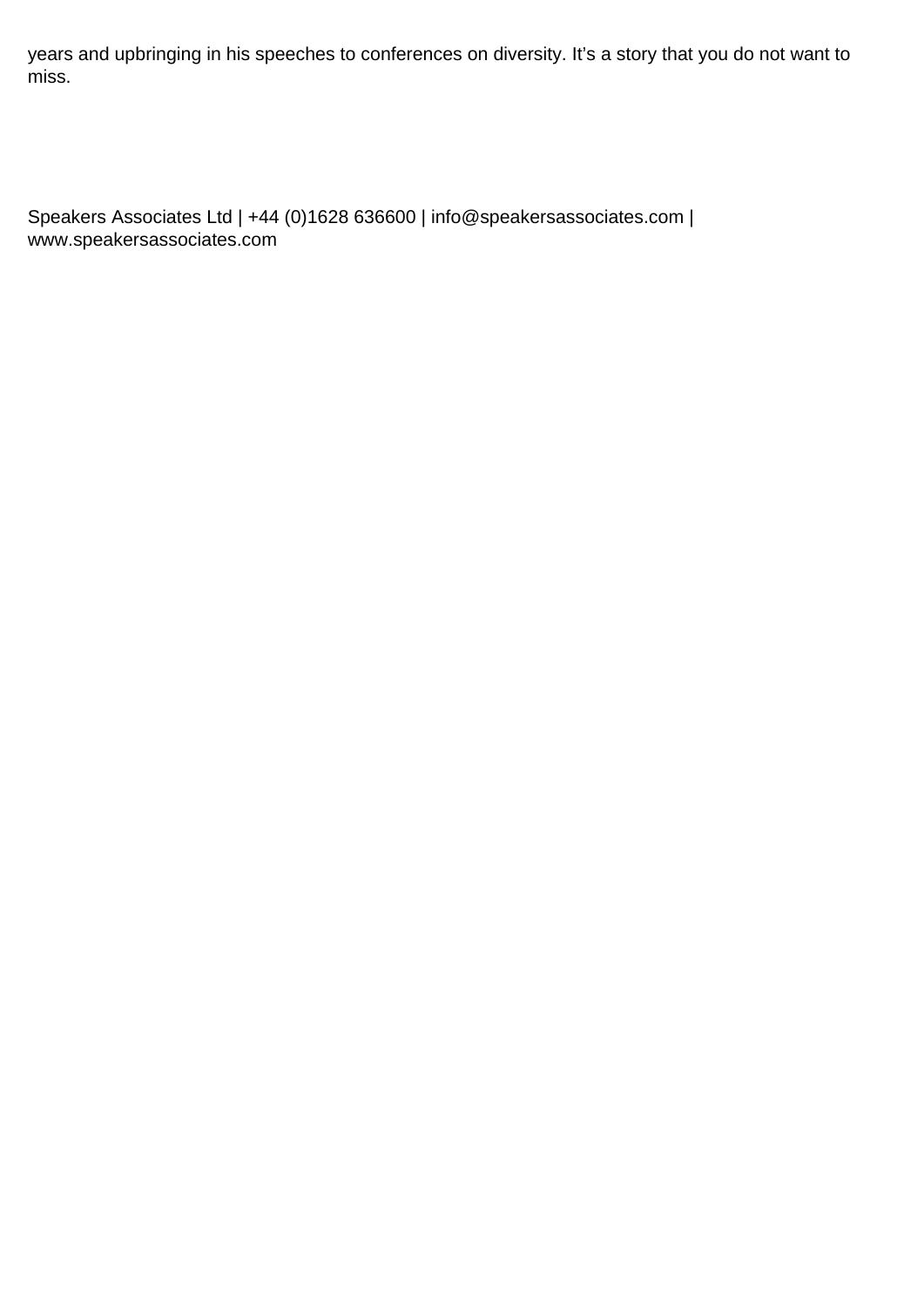years and upbringing in his speeches to conferences on diversity. It's a story that you do not want to miss.

Speakers Associates Ltd | +44 (0)1628 636600 | info@speakersassociates.com | www.speakersassociates.com